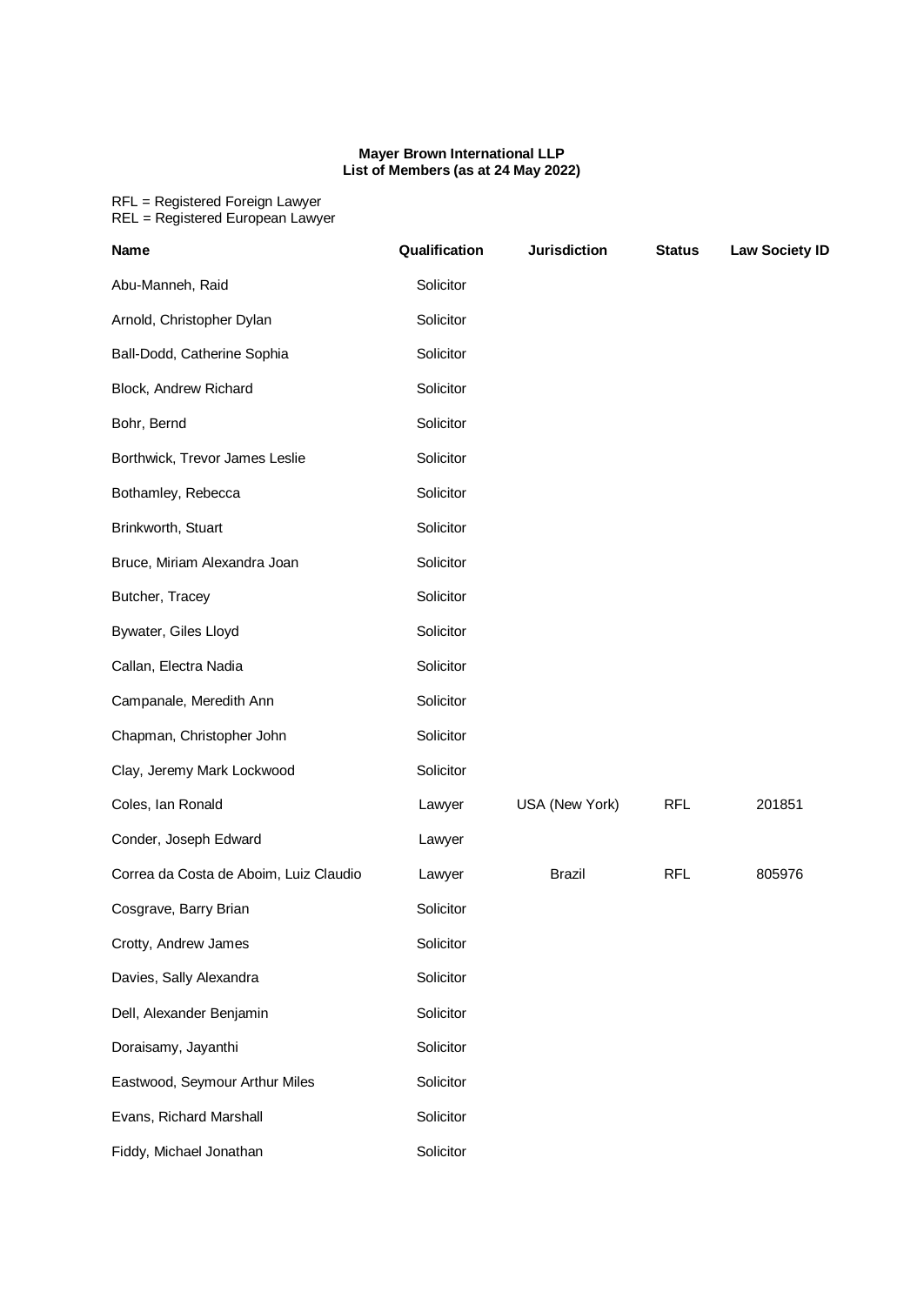**Mayer Brown International LLP**
**List of Members (as at 24 May 2022)**

RFL = Registered Foreign Lawyer
REL = Registered European Lawyer

| Name | Qualification | Jurisdiction | Status | Law Society ID |
|---|---|---|---|---|
| Abu-Manneh, Raid | Solicitor | | | |
| Arnold, Christopher Dylan | Solicitor | | | |
| Ball-Dodd, Catherine Sophia | Solicitor | | | |
| Block, Andrew Richard | Solicitor | | | |
| Bohr, Bernd | Solicitor | | | |
| Borthwick, Trevor James Leslie | Solicitor | | | |
| Bothamley, Rebecca | Solicitor | | | |
| Brinkworth, Stuart | Solicitor | | | |
| Bruce, Miriam Alexandra Joan | Solicitor | | | |
| Butcher, Tracey | Solicitor | | | |
| Bywater, Giles Lloyd | Solicitor | | | |
| Callan, Electra Nadia | Solicitor | | | |
| Campanale, Meredith Ann | Solicitor | | | |
| Chapman, Christopher John | Solicitor | | | |
| Clay, Jeremy Mark Lockwood | Solicitor | | | |
| Coles, Ian Ronald | Lawyer | USA (New York) | RFL | 201851 |
| Conder, Joseph Edward | Lawyer | | | |
| Correa da Costa de Aboim, Luiz Claudio | Lawyer | Brazil | RFL | 805976 |
| Cosgrave, Barry Brian | Solicitor | | | |
| Crotty, Andrew James | Solicitor | | | |
| Davies, Sally Alexandra | Solicitor | | | |
| Dell, Alexander Benjamin | Solicitor | | | |
| Doraisamy, Jayanthi | Solicitor | | | |
| Eastwood, Seymour Arthur Miles | Solicitor | | | |
| Evans, Richard Marshall | Solicitor | | | |
| Fiddy, Michael Jonathan | Solicitor | | | |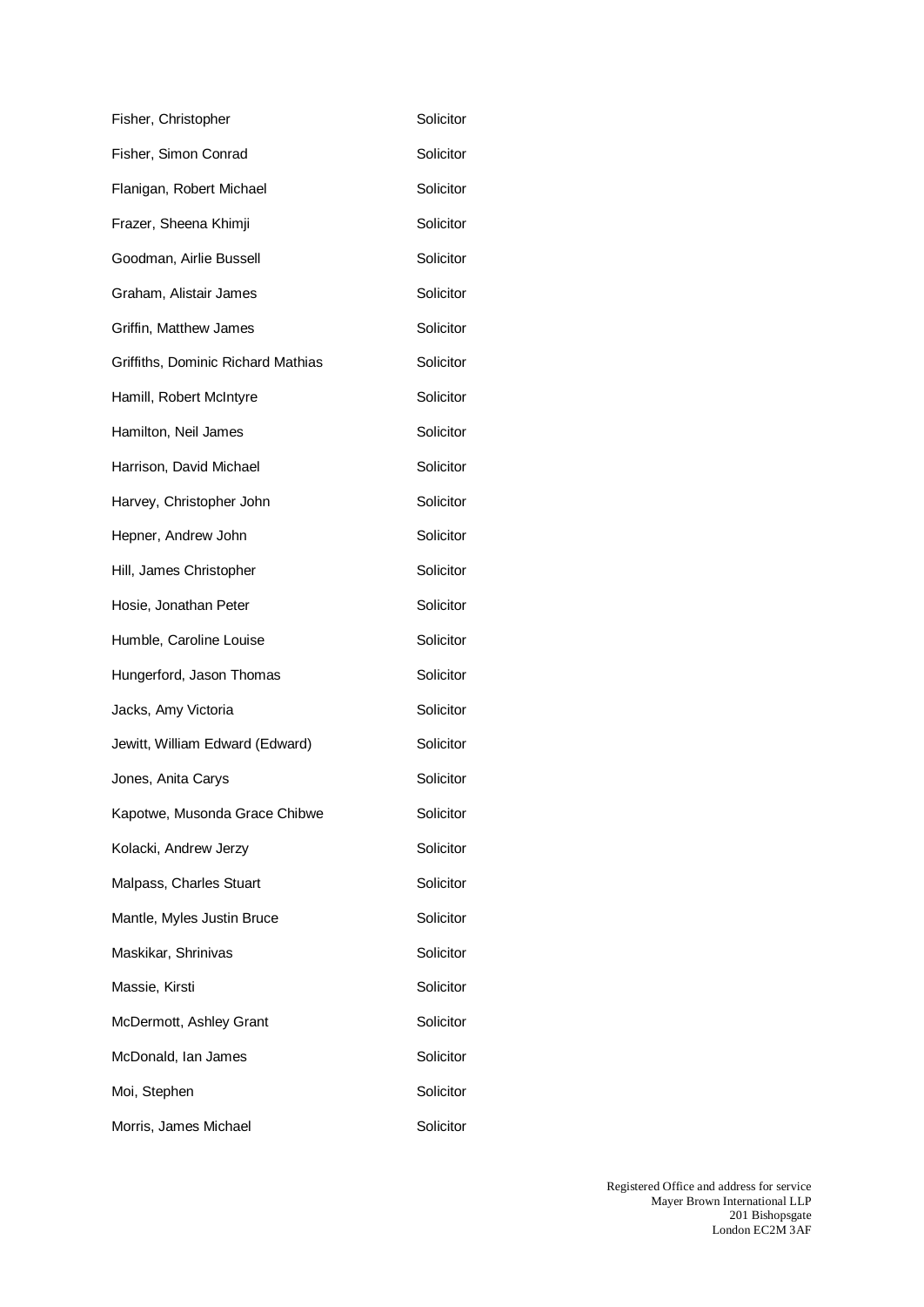| | |
|---|---|
| Fisher, Christopher | Solicitor |
| Fisher, Simon Conrad | Solicitor |
| Flanigan, Robert Michael | Solicitor |
| Frazer, Sheena Khimji | Solicitor |
| Goodman, Airlie Bussell | Solicitor |
| Graham, Alistair James | Solicitor |
| Griffin, Matthew James | Solicitor |
| Griffiths, Dominic Richard Mathias | Solicitor |
| Hamill, Robert McIntyre | Solicitor |
| Hamilton, Neil James | Solicitor |
| Harrison, David Michael | Solicitor |
| Harvey, Christopher John | Solicitor |
| Hepner, Andrew John | Solicitor |
| Hill, James Christopher | Solicitor |
| Hosie, Jonathan Peter | Solicitor |
| Humble, Caroline Louise | Solicitor |
| Hungerford, Jason Thomas | Solicitor |
| Jacks, Amy Victoria | Solicitor |
| Jewitt, William Edward (Edward) | Solicitor |
| Jones, Anita Carys | Solicitor |
| Kapotwe, Musonda Grace Chibwe | Solicitor |
| Kolacki, Andrew Jerzy | Solicitor |
| Malpass, Charles Stuart | Solicitor |
| Mantle, Myles Justin Bruce | Solicitor |
| Maskikar, Shrinivas | Solicitor |
| Massie, Kirsti | Solicitor |
| McDermott, Ashley Grant | Solicitor |
| McDonald, Ian James | Solicitor |
| Moi, Stephen | Solicitor |
| Morris, James Michael | Solicitor |

Registered Office and address for service
Mayer Brown International LLP
201 Bishopsgate
London EC2M 3AF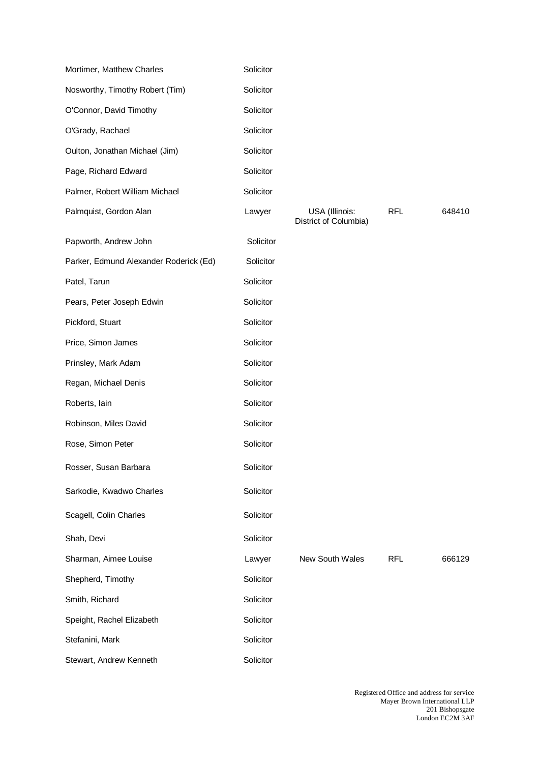| | | | | |
|---|---|---|---|---|
| Mortimer, Matthew Charles | Solicitor | | | |
| Nosworthy, Timothy Robert (Tim) | Solicitor | | | |
| O'Connor, David Timothy | Solicitor | | | |
| O'Grady, Rachael | Solicitor | | | |
| Oulton, Jonathan Michael (Jim) | Solicitor | | | |
| Page, Richard Edward | Solicitor | | | |
| Palmer, Robert William Michael | Solicitor | | | |
| Palmquist, Gordon Alan | Lawyer | USA (Illinois: District of Columbia) | RFL | 648410 |
| Papworth, Andrew John | Solicitor | | | |
| Parker, Edmund Alexander Roderick (Ed) | Solicitor | | | |
| Patel, Tarun | Solicitor | | | |
| Pears, Peter Joseph Edwin | Solicitor | | | |
| Pickford, Stuart | Solicitor | | | |
| Price, Simon James | Solicitor | | | |
| Prinsley, Mark Adam | Solicitor | | | |
| Regan, Michael Denis | Solicitor | | | |
| Roberts, Iain | Solicitor | | | |
| Robinson, Miles David | Solicitor | | | |
| Rose, Simon Peter | Solicitor | | | |
| Rosser, Susan Barbara | Solicitor | | | |
| Sarkodie, Kwadwo Charles | Solicitor | | | |
| Scagell, Colin Charles | Solicitor | | | |
| Shah, Devi | Solicitor | | | |
| Sharman, Aimee Louise | Lawyer | New South Wales | RFL | 666129 |
| Shepherd, Timothy | Solicitor | | | |
| Smith, Richard | Solicitor | | | |
| Speight, Rachel Elizabeth | Solicitor | | | |
| Stefanini, Mark | Solicitor | | | |
| Stewart, Andrew Kenneth | Solicitor | | | |

Registered Office and address for service
Mayer Brown International LLP
201 Bishopsgate
London EC2M 3AF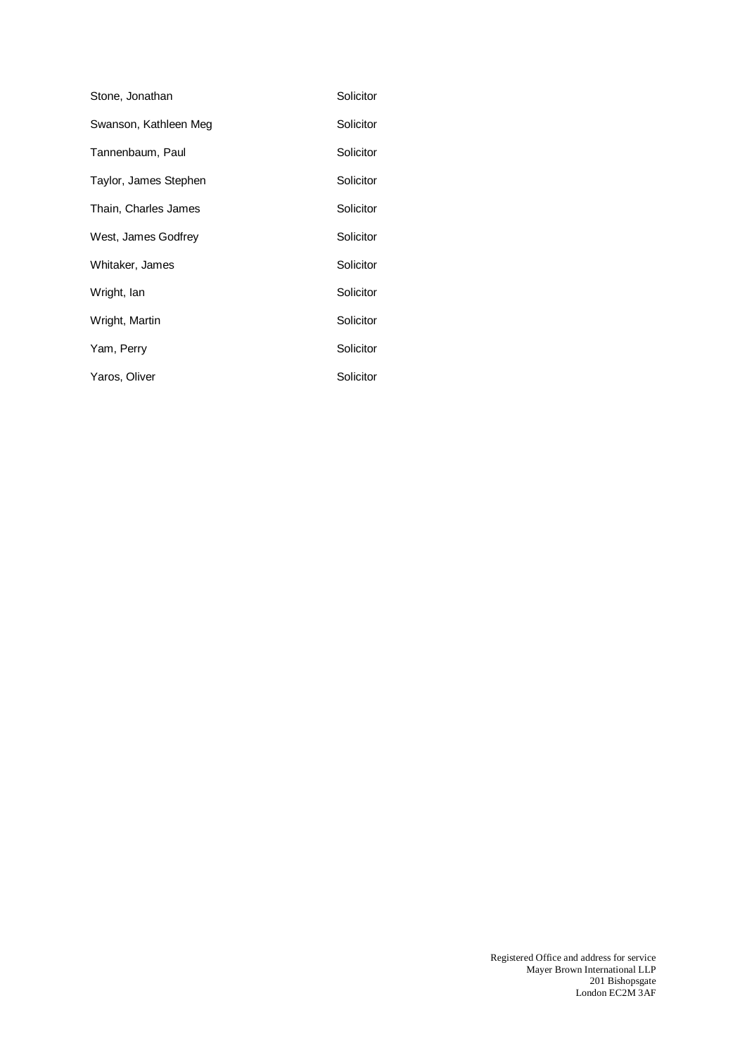| | |
|---|---|
| Stone, Jonathan | Solicitor |
| Swanson, Kathleen Meg | Solicitor |
| Tannenbaum, Paul | Solicitor |
| Taylor, James Stephen | Solicitor |
| Thain, Charles James | Solicitor |
| West, James Godfrey | Solicitor |
| Whitaker, James | Solicitor |
| Wright, Ian | Solicitor |
| Wright, Martin | Solicitor |
| Yam, Perry | Solicitor |
| Yaros, Oliver | Solicitor |